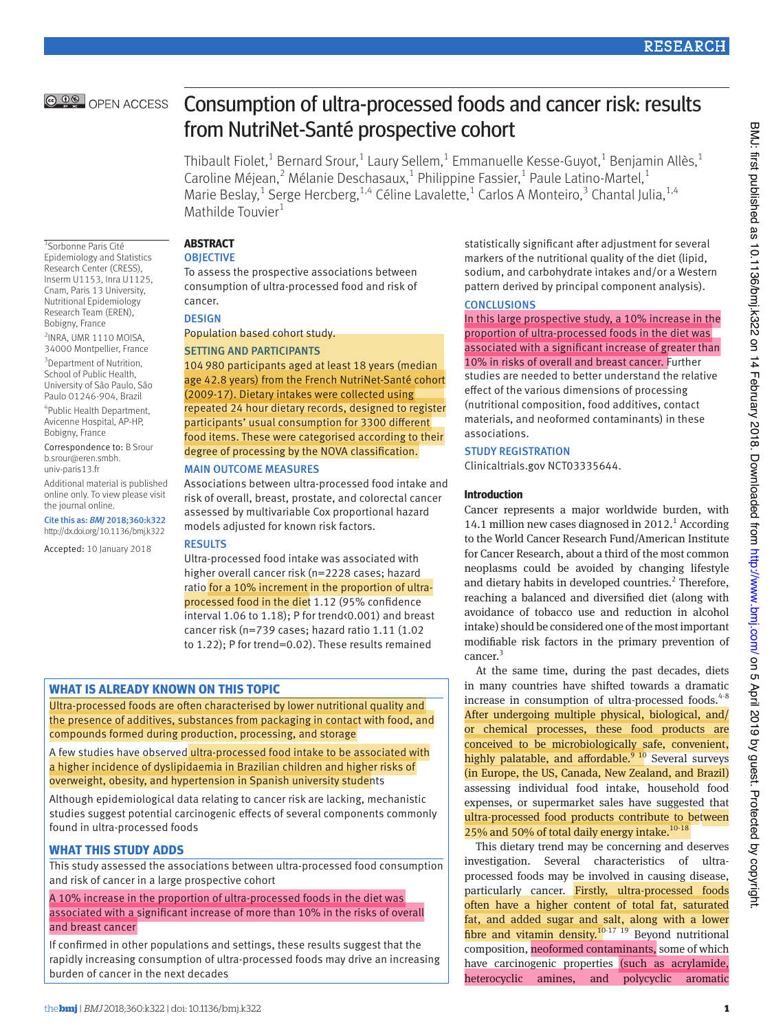# Consumption of ultra-processed foods and cancer risk: results from NutriNet-Santé prospective cohort

Thibault Fiolet,[1] Bernard Srour,[1] Laury Sellem,[1] Emmanuelle Kesse-Guyot,[1] Benjamin Allès,[1] Caroline Méjean,[2] Mélanie Deschasaux,[1] Philippine Fassier,[1] Paule Latino-Martel,[1] Marie Beslay,[1] Serge Hercberg,[1,4] Céline Lavalette,[1] Carlos A Monteiro,[3] Chantal Julia,[1,4] Mathilde Touvier[1]

[1]Sorbonne Paris Cité Epidemiology and Statistics Research Center (CRESS), Inserm U1153, Inra U1125, Cnam, Paris 13 University, Nutritional Epidemiology Research Team (EREN), Bobigny, France

[2]INRA, UMR 1110 MOISA, 34000 Montpellier, France

[3]Department of Nutrition, School of Public Health, University of São Paulo, São Paulo 01246-904, Brazil

[4]Public Health Department, Avicenne Hospital, AP-HP, Bobigny, France

Correspondence to: B Srour b.srour@eren.smbh.univ-paris13.fr

Additional material is published online only. To view please visit the journal online.

Cite this as: *BMJ* 2018;360:k322 http://dx.doi.org/10.1136/bmj.k322

Accepted: 10 January 2018

## ABSTRACT

### OBJECTIVE

To assess the prospective associations between consumption of ultra-processed food and risk of cancer.

### DESIGN

Population based cohort study.

### SETTING AND PARTICIPANTS

104 980 participants aged at least 18 years (median age 42.8 years) from the French NutriNet-Santé cohort (2009-17). Dietary intakes were collected using repeated 24 hour dietary records, designed to register participants' usual consumption for 3300 different food items. These were categorised according to their degree of processing by the NOVA classification.

### MAIN OUTCOME MEASURES

Associations between ultra-processed food intake and risk of overall, breast, prostate, and colorectal cancer assessed by multivariable Cox proportional hazard models adjusted for known risk factors.

### RESULTS

Ultra-processed food intake was associated with higher overall cancer risk (n=2228 cases; hazard ratio for a 10% increment in the proportion of ultra-processed food in the diet 1.12 (95% confidence interval 1.06 to 1.18); P for trend<0.001) and breast cancer risk (n=739 cases; hazard ratio 1.11 (1.02 to 1.22); P for trend=0.02). These results remained statistically significant after adjustment for several markers of the nutritional quality of the diet (lipid, sodium, and carbohydrate intakes and/or a Western pattern derived by principal component analysis).

### CONCLUSIONS

In this large prospective study, a 10% increase in the proportion of ultra-processed foods in the diet was associated with a significant increase of greater than 10% in risks of overall and breast cancer. Further studies are needed to better understand the relative effect of the various dimensions of processing (nutritional composition, food additives, contact materials, and neoformed contaminants) in these associations.

### STUDY REGISTRATION

Clinicaltrials.gov NCT03335644.

### WHAT IS ALREADY KNOWN ON THIS TOPIC

Ultra-processed foods are often characterised by lower nutritional quality and the presence of additives, substances from packaging in contact with food, and compounds formed during production, processing, and storage

A few studies have observed ultra-processed food intake to be associated with a higher incidence of dyslipidaemia in Brazilian children and higher risks of overweight, obesity, and hypertension in Spanish university students

Although epidemiological data relating to cancer risk are lacking, mechanistic studies suggest potential carcinogenic effects of several components commonly found in ultra-processed foods

### WHAT THIS STUDY ADDS

This study assessed the associations between ultra-processed food consumption and risk of cancer in a large prospective cohort

A 10% increase in the proportion of ultra-processed foods in the diet was associated with a significant increase of more than 10% in the risks of overall and breast cancer

If confirmed in other populations and settings, these results suggest that the rapidly increasing consumption of ultra-processed foods may drive an increasing burden of cancer in the next decades

## Introduction

Cancer represents a major worldwide burden, with 14.1 million new cases diagnosed in 2012.[1] According to the World Cancer Research Fund/American Institute for Cancer Research, about a third of the most common neoplasms could be avoided by changing lifestyle and dietary habits in developed countries.[2] Therefore, reaching a balanced and diversified diet (along with avoidance of tobacco use and reduction in alcohol intake) should be considered one of the most important modifiable risk factors in the primary prevention of cancer.[3]

At the same time, during the past decades, diets in many countries have shifted towards a dramatic increase in consumption of ultra-processed foods.[4-8] After undergoing multiple physical, biological, and/or chemical processes, these food products are conceived to be microbiologically safe, convenient, highly palatable, and affordable.[9 10] Several surveys (in Europe, the US, Canada, New Zealand, and Brazil) assessing individual food intake, household food expenses, or supermarket sales have suggested that ultra-processed food products contribute to between 25% and 50% of total daily energy intake.[10-18]

This dietary trend may be concerning and deserves investigation. Several characteristics of ultra-processed foods may be involved in causing disease, particularly cancer. Firstly, ultra-processed foods often have a higher content of total fat, saturated fat, and added sugar and salt, along with a lower fibre and vitamin density.[10-17 19] Beyond nutritional composition, neoformed contaminants, some of which have carcinogenic properties (such as acrylamide, heterocyclic amines, and polycyclic aromatic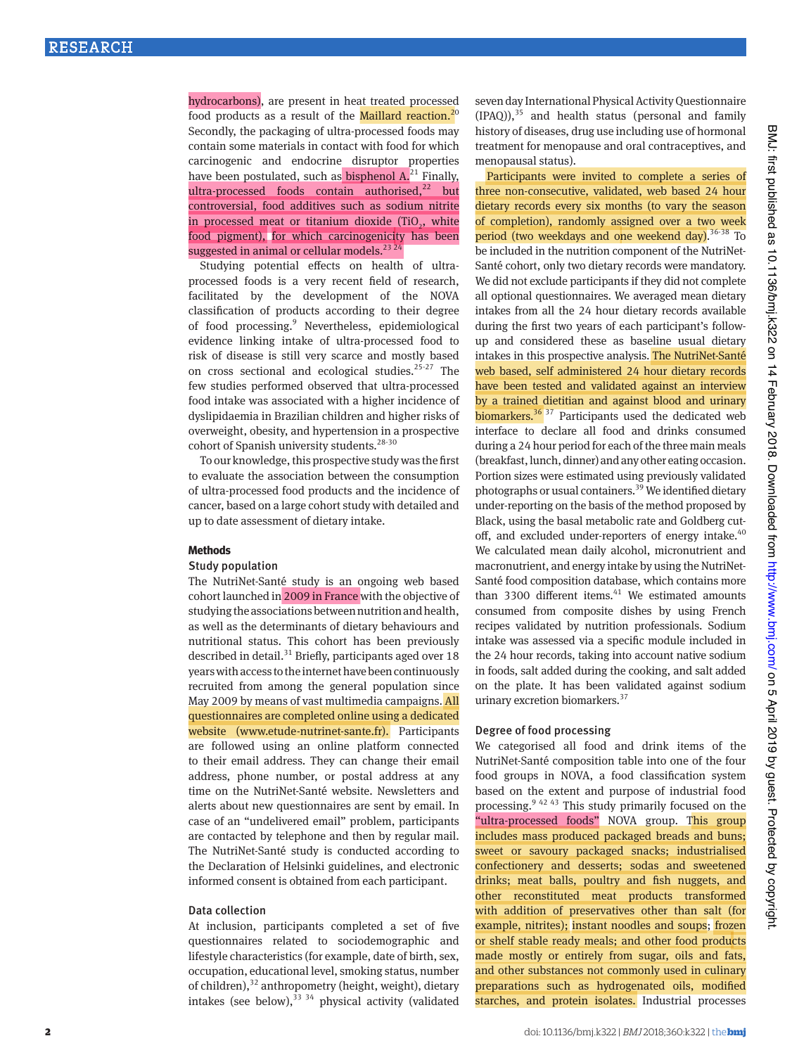hydrocarbons), are present in heat treated processed food products as a result of the Maillard reaction.[20] Secondly, the packaging of ultra-processed foods may contain some materials in contact with food for which carcinogenic and endocrine disruptor properties have been postulated, such as bisphenol A.[21] Finally, ultra-processed foods contain authorised,[22] but controversial, food additives such as sodium nitrite in processed meat or titanium dioxide ($TiO_2$, white food pigment), for which carcinogenicity has been suggested in animal or cellular models.[23 24]

Studying potential effects on health of ultra-processed foods is a very recent field of research, facilitated by the development of the NOVA classification of products according to their degree of food processing.[9] Nevertheless, epidemiological evidence linking intake of ultra-processed food to risk of disease is still very scarce and mostly based on cross sectional and ecological studies.[25-27] The few studies performed observed that ultra-processed food intake was associated with a higher incidence of dyslipidaemia in Brazilian children and higher risks of overweight, obesity, and hypertension in a prospective cohort of Spanish university students.[28-30]

To our knowledge, this prospective study was the first to evaluate the association between the consumption of ultra-processed food products and the incidence of cancer, based on a large cohort study with detailed and up to date assessment of dietary intake.

## Methods

### Study population

The NutriNet-Santé study is an ongoing web based cohort launched in 2009 in France with the objective of studying the associations between nutrition and health, as well as the determinants of dietary behaviours and nutritional status. This cohort has been previously described in detail.[31] Briefly, participants aged over 18 years with access to the internet have been continuously recruited from among the general population since May 2009 by means of vast multimedia campaigns. All questionnaires are completed online using a dedicated website (www.etude-nutrinet-sante.fr). Participants are followed using an online platform connected to their email address. They can change their email address, phone number, or postal address at any time on the NutriNet-Santé website. Newsletters and alerts about new questionnaires are sent by email. In case of an "undelivered email" problem, participants are contacted by telephone and then by regular mail. The NutriNet-Santé study is conducted according to the Declaration of Helsinki guidelines, and electronic informed consent is obtained from each participant.

### Data collection

At inclusion, participants completed a set of five questionnaires related to sociodemographic and lifestyle characteristics (for example, date of birth, sex, occupation, educational level, smoking status, number of children),[32] anthropometry (height, weight), dietary intakes (see below),[33 34] physical activity (validated seven day International Physical Activity Questionnaire (IPAQ)),[35] and health status (personal and family history of diseases, drug use including use of hormonal treatment for menopause and oral contraceptives, and menopausal status).

Participants were invited to complete a series of three non-consecutive, validated, web based 24 hour dietary records every six months (to vary the season of completion), randomly assigned over a two week period (two weekdays and one weekend day).[36-38] To be included in the nutrition component of the NutriNet-Santé cohort, only two dietary records were mandatory. We did not exclude participants if they did not complete all optional questionnaires. We averaged mean dietary intakes from all the 24 hour dietary records available during the first two years of each participant's follow-up and considered these as baseline usual dietary intakes in this prospective analysis. The NutriNet-Santé web based, self administered 24 hour dietary records have been tested and validated against an interview by a trained dietitian and against blood and urinary biomarkers.[36 37] Participants used the dedicated web interface to declare all food and drinks consumed during a 24 hour period for each of the three main meals (breakfast, lunch, dinner) and any other eating occasion. Portion sizes were estimated using previously validated photographs or usual containers.[39] We identified dietary under-reporting on the basis of the method proposed by Black, using the basal metabolic rate and Goldberg cut-off, and excluded under-reporters of energy intake.[40] We calculated mean daily alcohol, micronutrient and macronutrient, and energy intake by using the NutriNet-Santé food composition database, which contains more than 3300 different items.[41] We estimated amounts consumed from composite dishes by using French recipes validated by nutrition professionals. Sodium intake was assessed via a specific module included in the 24 hour records, taking into account native sodium in foods, salt added during the cooking, and salt added on the plate. It has been validated against sodium urinary excretion biomarkers.[37]

### Degree of food processing

We categorised all food and drink items of the NutriNet-Santé composition table into one of the four food groups in NOVA, a food classification system based on the extent and purpose of industrial food processing.[9 42 43] This study primarily focused on the "ultra-processed foods" NOVA group. This group includes mass produced packaged breads and buns; sweet or savoury packaged snacks; industrialised confectionery and desserts; sodas and sweetened drinks; meat balls, poultry and fish nuggets, and other reconstituted meat products transformed with addition of preservatives other than salt (for example, nitrites); instant noodles and soups; frozen or shelf stable ready meals; and other food products made mostly or entirely from sugar, oils and fats, and other substances not commonly used in culinary preparations such as hydrogenated oils, modified starches, and protein isolates. Industrial processes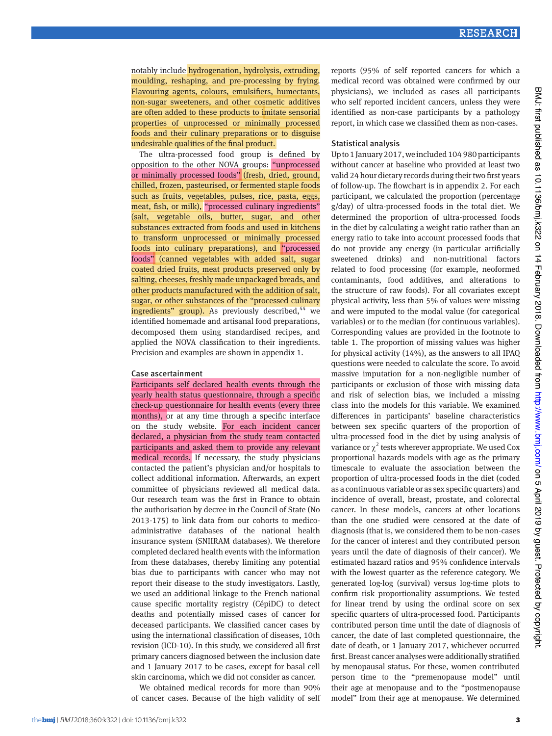notably include hydrogenation, hydrolysis, extruding, moulding, reshaping, and pre-processing by frying. Flavouring agents, colours, emulsifiers, humectants, non-sugar sweeteners, and other cosmetic additives are often added to these products to imitate sensorial properties of unprocessed or minimally processed foods and their culinary preparations or to disguise undesirable qualities of the final product.

The ultra-processed food group is defined by opposition to the other NOVA groups: "unprocessed or minimally processed foods" (fresh, dried, ground, chilled, frozen, pasteurised, or fermented staple foods such as fruits, vegetables, pulses, rice, pasta, eggs, meat, fish, or milk), "processed culinary ingredients" (salt, vegetable oils, butter, sugar, and other substances extracted from foods and used in kitchens to transform unprocessed or minimally processed foods into culinary preparations), and "processed foods" (canned vegetables with added salt, sugar coated dried fruits, meat products preserved only by salting, cheeses, freshly made unpackaged breads, and other products manufactured with the addition of salt, sugar, or other substances of the "processed culinary ingredients" group). As previously described,[44] we identified homemade and artisanal food preparations, decomposed them using standardised recipes, and applied the NOVA classification to their ingredients. Precision and examples are shown in appendix 1.

### Case ascertainment

Participants self declared health events through the yearly health status questionnaire, through a specific check-up questionnaire for health events (every three months), or at any time through a specific interface on the study website. For each incident cancer declared, a physician from the study team contacted participants and asked them to provide any relevant medical records. If necessary, the study physicians contacted the patient's physician and/or hospitals to collect additional information. Afterwards, an expert committee of physicians reviewed all medical data. Our research team was the first in France to obtain the authorisation by decree in the Council of State (No 2013-175) to link data from our cohorts to medico-administrative databases of the national health insurance system (SNIIRAM databases). We therefore completed declared health events with the information from these databases, thereby limiting any potential bias due to participants with cancer who may not report their disease to the study investigators. Lastly, we used an additional linkage to the French national cause specific mortality registry (CépiDC) to detect deaths and potentially missed cases of cancer for deceased participants. We classified cancer cases by using the international classification of diseases, 10th revision (ICD-10). In this study, we considered all first primary cancers diagnosed between the inclusion date and 1 January 2017 to be cases, except for basal cell skin carcinoma, which we did not consider as cancer.

We obtained medical records for more than 90% of cancer cases. Because of the high validity of self reports (95% of self reported cancers for which a medical record was obtained were confirmed by our physicians), we included as cases all participants who self reported incident cancers, unless they were identified as non-case participants by a pathology report, in which case we classified them as non-cases.

### Statistical analysis

Up to 1 January 2017, we included 104 980 participants without cancer at baseline who provided at least two valid 24 hour dietary records during their two first years of follow-up. The flowchart is in appendix 2. For each participant, we calculated the proportion (percentage g/day) of ultra-processed foods in the total diet. We determined the proportion of ultra-processed foods in the diet by calculating a weight ratio rather than an energy ratio to take into account processed foods that do not provide any energy (in particular artificially sweetened drinks) and non-nutritional factors related to food processing (for example, neoformed contaminants, food additives, and alterations to the structure of raw foods). For all covariates except physical activity, less than 5% of values were missing and were imputed to the modal value (for categorical variables) or to the median (for continuous variables). Corresponding values are provided in the footnote to table 1. The proportion of missing values was higher for physical activity (14%), as the answers to all IPAQ questions were needed to calculate the score. To avoid massive imputation for a non-negligible number of participants or exclusion of those with missing data and risk of selection bias, we included a missing class into the models for this variable. We examined differences in participants' baseline characteristics between sex specific quarters of the proportion of ultra-processed food in the diet by using analysis of variance or $\chi^2$ tests wherever appropriate. We used Cox proportional hazards models with age as the primary timescale to evaluate the association between the proportion of ultra-processed foods in the diet (coded as a continuous variable or as sex specific quarters) and incidence of overall, breast, prostate, and colorectal cancer. In these models, cancers at other locations than the one studied were censored at the date of diagnosis (that is, we considered them to be non-cases for the cancer of interest and they contributed person years until the date of diagnosis of their cancer). We estimated hazard ratios and 95% confidence intervals with the lowest quarter as the reference category. We generated log-log (survival) versus log-time plots to confirm risk proportionality assumptions. We tested for linear trend by using the ordinal score on sex specific quarters of ultra-processed food. Participants contributed person time until the date of diagnosis of cancer, the date of last completed questionnaire, the date of death, or 1 January 2017, whichever occurred first. Breast cancer analyses were additionally stratified by menopausal status. For these, women contributed person time to the "premenopause model" until their age at menopause and to the "postmenopause model" from their age at menopause. We determined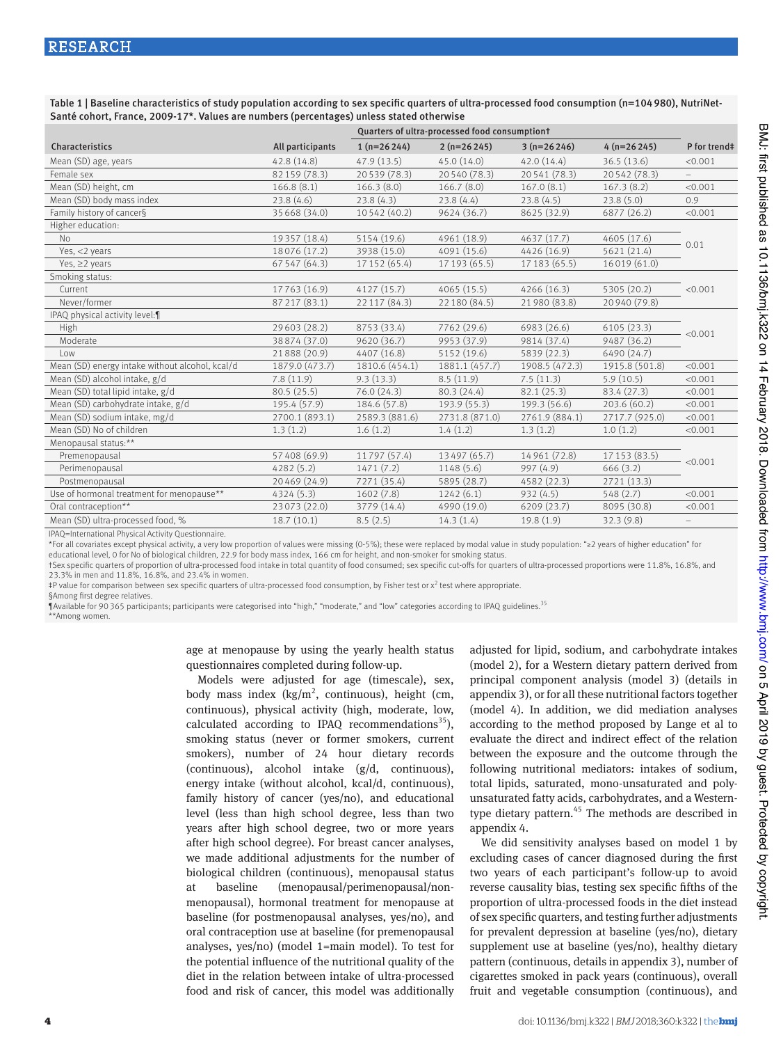Table 1 | Baseline characteristics of study population according to sex specific quarters of ultra-processed food consumption (n=104 980), NutriNet-Santé cohort, France, 2009-17*. Values are numbers (percentages) unless stated otherwise

| Characteristics | All participants | Quarters of ultra-processed food consumption† | | | | P for trend‡ |
|---|---|---|---|---|---|---|
| | | 1 (n=26 244) | 2 (n=26 245) | 3 (n=26 246) | 4 (n=26 245) | |
| Mean (SD) age, years | 42.8 (14.8) | 47.9 (13.5) | 45.0 (14.0) | 42.0 (14.4) | 36.5 (13.6) | <0.001 |
| Female sex | 82 159 (78.3) | 20 539 (78.3) | 20 540 (78.3) | 20 541 (78.3) | 20 542 (78.3) | – |
| Mean (SD) height, cm | 166.8 (8.1) | 166.3 (8.0) | 166.7 (8.0) | 167.0 (8.1) | 167.3 (8.2) | <0.001 |
| Mean (SD) body mass index | 23.8 (4.6) | 23.8 (4.3) | 23.8 (4.4) | 23.8 (4.5) | 23.8 (5.0) | 0.9 |
| Family history of cancer§ | 35 668 (34.0) | 10 542 (40.2) | 9624 (36.7) | 8625 (32.9) | 6877 (26.2) | <0.001 |
| Higher education: | | | | | | |
| No | 19 357 (18.4) | 5154 (19.6) | 4961 (18.9) | 4637 (17.7) | 4605 (17.6) | 0.01 |
| Yes, <2 years | 18 076 (17.2) | 3938 (15.0) | 4091 (15.6) | 4426 (16.9) | 5621 (21.4) | |
| Yes, ≥2 years | 67 547 (64.3) | 17 152 (65.4) | 17 193 (65.5) | 17 183 (65.5) | 16 019 (61.0) | |
| Smoking status: | | | | | | |
| Current | 17 763 (16.9) | 4127 (15.7) | 4065 (15.5) | 4266 (16.3) | 5305 (20.2) | <0.001 |
| Never/former | 87 217 (83.1) | 22 117 (84.3) | 22 180 (84.5) | 21 980 (83.8) | 20 940 (79.8) | |
| IPAQ physical activity level:¶ | | | | | | |
| High | 29 603 (28.2) | 8753 (33.4) | 7762 (29.6) | 6983 (26.6) | 6105 (23.3) | <0.001 |
| Moderate | 38 874 (37.0) | 9620 (36.7) | 9953 (37.9) | 9814 (37.4) | 9487 (36.2) | |
| Low | 21 888 (20.9) | 4407 (16.8) | 5152 (19.6) | 5839 (22.3) | 6490 (24.7) | |
| Mean (SD) energy intake without alcohol, kcal/d | 1879.0 (473.7) | 1810.6 (454.1) | 1881.1 (457.7) | 1908.5 (472.3) | 1915.8 (501.8) | <0.001 |
| Mean (SD) alcohol intake, g/d | 7.8 (11.9) | 9.3 (13.3) | 8.5 (11.9) | 7.5 (11.3) | 5.9 (10.5) | <0.001 |
| Mean (SD) total lipid intake, g/d | 80.5 (25.5) | 76.0 (24.3) | 80.3 (24.4) | 82.1 (25.3) | 83.4 (27.3) | <0.001 |
| Mean (SD) carbohydrate intake, g/d | 195.4 (57.9) | 184.6 (57.8) | 193.9 (55.3) | 199.3 (56.6) | 203.6 (60.2) | <0.001 |
| Mean (SD) sodium intake, mg/d | 2700.1 (893.1) | 2589.3 (881.6) | 2731.8 (871.0) | 2761.9 (884.1) | 2717.7 (925.0) | <0.001 |
| Mean (SD) No of children | 1.3 (1.2) | 1.6 (1.2) | 1.4 (1.2) | 1.3 (1.2) | 1.0 (1.2) | <0.001 |
| Menopausal status:** | | | | | | |
| Premenopausal | 57 408 (69.9) | 11 797 (57.4) | 13 497 (65.7) | 14 961 (72.8) | 17 153 (83.5) | <0.001 |
| Perimenopausal | 4282 (5.2) | 1471 (7.2) | 1148 (5.6) | 997 (4.9) | 666 (3.2) | |
| Postmenopausal | 20 469 (24.9) | 7271 (35.4) | 5895 (28.7) | 4582 (22.3) | 2721 (13.3) | |
| Use of hormonal treatment for menopause** | 4324 (5.3) | 1602 (7.8) | 1242 (6.1) | 932 (4.5) | 548 (2.7) | <0.001 |
| Oral contraception** | 23 073 (22.0) | 3779 (14.4) | 4990 (19.0) | 6209 (23.7) | 8095 (30.8) | <0.001 |
| Mean (SD) ultra-processed food, % | 18.7 (10.1) | 8.5 (2.5) | 14.3 (1.4) | 19.8 (1.9) | 32.3 (9.8) | – |

IPAQ=International Physical Activity Questionnaire.

*For all covariates except physical activity, a very low proportion of values were missing (0-5%); these were replaced by modal value in study population: "≥2 years of higher education" for educational level, 0 for No of biological children, 22.9 for body mass index, 166 cm for height, and non-smoker for smoking status.

†Sex specific quarters of proportion of ultra-processed food intake in total quantity of food consumed; sex specific cut-offs for quarters of ultra-processed proportions were 11.8%, 16.8%, and 23.3% in men and 11.8%, 16.8%, and 23.4% in women.

‡P value for comparison between sex specific quarters of ultra-processed food consumption, by Fisher test or $\chi^2$ test where appropriate.

§Among first degree relatives.

¶Available for 90 365 participants; participants were categorised into "high," "moderate," and "low" categories according to IPAQ guidelines.[35]

**Among women.

age at menopause by using the yearly health status questionnaires completed during follow-up.

Models were adjusted for age (timescale), sex, body mass index (kg/m$^2$, continuous), height (cm, continuous), physical activity (high, moderate, low, calculated according to IPAQ recommendations[35]), smoking status (never or former smokers, current smokers), number of 24 hour dietary records (continuous), alcohol intake (g/d, continuous), energy intake (without alcohol, kcal/d, continuous), family history of cancer (yes/no), and educational level (less than high school degree, less than two years after high school degree, two or more years after high school degree). For breast cancer analyses, we made additional adjustments for the number of biological children (continuous), menopausal status at baseline (menopausal/perimenopausal/non-menopausal), hormonal treatment for menopause at baseline (for postmenopausal analyses, yes/no), and oral contraception use at baseline (for premenopausal analyses, yes/no) (model 1=main model). To test for the potential influence of the nutritional quality of the diet in the relation between intake of ultra-processed food and risk of cancer, this model was additionally adjusted for lipid, sodium, and carbohydrate intakes (model 2), for a Western dietary pattern derived from principal component analysis (model 3) (details in appendix 3), or for all these nutritional factors together (model 4). In addition, we did mediation analyses according to the method proposed by Lange et al to evaluate the direct and indirect effect of the relation between the exposure and the outcome through the following nutritional mediators: intakes of sodium, total lipids, saturated, mono-unsaturated and poly-unsaturated fatty acids, carbohydrates, and a Western-type dietary pattern.[45] The methods are described in appendix 4.

We did sensitivity analyses based on model 1 by excluding cases of cancer diagnosed during the first two years of each participant's follow-up to avoid reverse causality bias, testing sex specific fifths of the proportion of ultra-processed foods in the diet instead of sex specific quarters, and testing further adjustments for prevalent depression at baseline (yes/no), dietary supplement use at baseline (yes/no), healthy dietary pattern (continuous, details in appendix 3), number of cigarettes smoked in pack years (continuous), overall fruit and vegetable consumption (continuous), and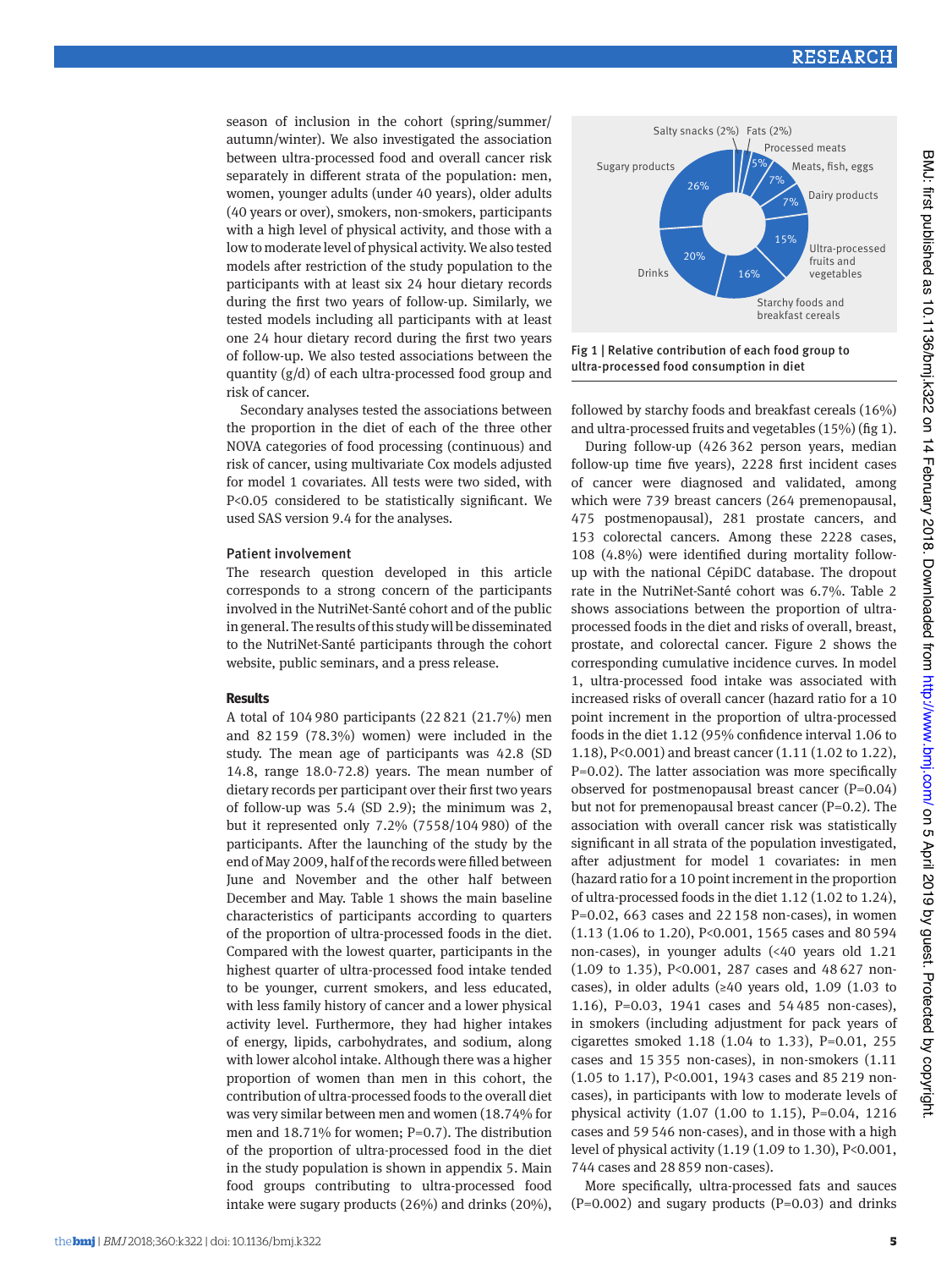season of inclusion in the cohort (spring/summer/autumn/winter). We also investigated the association between ultra-processed food and overall cancer risk separately in different strata of the population: men, women, younger adults (under 40 years), older adults (40 years or over), smokers, non-smokers, participants with a high level of physical activity, and those with a low to moderate level of physical activity. We also tested models after restriction of the study population to the participants with at least six 24 hour dietary records during the first two years of follow-up. Similarly, we tested models including all participants with at least one 24 hour dietary record during the first two years of follow-up. We also tested associations between the quantity (g/d) of each ultra-processed food group and risk of cancer.

Secondary analyses tested the associations between the proportion in the diet of each of the three other NOVA categories of food processing (continuous) and risk of cancer, using multivariate Cox models adjusted for model 1 covariates. All tests were two sided, with P<0.05 considered to be statistically significant. We used SAS version 9.4 for the analyses.

### Patient involvement

The research question developed in this article corresponds to a strong concern of the participants involved in the NutriNet-Santé cohort and of the public in general. The results of this study will be disseminated to the NutriNet-Santé participants through the cohort website, public seminars, and a press release.

## Results

A total of 104 980 participants (22 821 (21.7%) men and 82 159 (78.3%) women) were included in the study. The mean age of participants was 42.8 (SD 14.8, range 18.0-72.8) years. The mean number of dietary records per participant over their first two years of follow-up was 5.4 (SD 2.9); the minimum was 2, but it represented only 7.2% (7558/104 980) of the participants. After the launching of the study by the end of May 2009, half of the records were filled between June and November and the other half between December and May. Table 1 shows the main baseline characteristics of participants according to quarters of the proportion of ultra-processed foods in the diet. Compared with the lowest quarter, participants in the highest quarter of ultra-processed food intake tended to be younger, current smokers, and less educated, with less family history of cancer and a lower physical activity level. Furthermore, they had higher intakes of energy, lipids, carbohydrates, and sodium, along with lower alcohol intake. Although there was a higher proportion of women than men in this cohort, the contribution of ultra-processed foods to the overall diet was very similar between men and women (18.74% for men and 18.71% for women; P=0.7). The distribution of the proportion of ultra-processed food in the diet in the study population is shown in appendix 5. Main food groups contributing to ultra-processed food intake were sugary products (26%) and drinks (20%), followed by starchy foods and breakfast cereals (16%) and ultra-processed fruits and vegetables (15%) (fig 1).

Fig 1 | Relative contribution of each food group to ultra-processed food consumption in diet

During follow-up (426 362 person years, median follow-up time five years), 2228 first incident cases of cancer were diagnosed and validated, among which were 739 breast cancers (264 premenopausal, 475 postmenopausal), 281 prostate cancers, and 153 colorectal cancers. Among these 2228 cases, 108 (4.8%) were identified during mortality follow-up with the national CépiDC database. The dropout rate in the NutriNet-Santé cohort was 6.7%. Table 2 shows associations between the proportion of ultra-processed foods in the diet and risks of overall, breast, prostate, and colorectal cancer. Figure 2 shows the corresponding cumulative incidence curves. In model 1, ultra-processed food intake was associated with increased risks of overall cancer (hazard ratio for a 10 point increment in the proportion of ultra-processed foods in the diet 1.12 (95% confidence interval 1.06 to 1.18), P<0.001) and breast cancer (1.11 (1.02 to 1.22), P=0.02). The latter association was more specifically observed for postmenopausal breast cancer (P=0.04) but not for premenopausal breast cancer (P=0.2). The association with overall cancer risk was statistically significant in all strata of the population investigated, after adjustment for model 1 covariates: in men (hazard ratio for a 10 point increment in the proportion of ultra-processed foods in the diet 1.12 (1.02 to 1.24), P=0.02, 663 cases and 22 158 non-cases), in women (1.13 (1.06 to 1.20), P<0.001, 1565 cases and 80 594 non-cases), in younger adults (<40 years old 1.21 (1.09 to 1.35), P<0.001, 287 cases and 48 627 non-cases), in older adults (≥40 years old, 1.09 (1.03 to 1.16), P=0.03, 1941 cases and 54 485 non-cases), in smokers (including adjustment for pack years of cigarettes smoked 1.18 (1.04 to 1.33), P=0.01, 255 cases and 15 355 non-cases), in non-smokers (1.11 (1.05 to 1.17), P<0.001, 1943 cases and 85 219 non-cases), in participants with low to moderate levels of physical activity (1.07 (1.00 to 1.15), P=0.04, 1216 cases and 59 546 non-cases), and in those with a high level of physical activity (1.19 (1.09 to 1.30), P<0.001, 744 cases and 28 859 non-cases).

More specifically, ultra-processed fats and sauces (P=0.002) and sugary products (P=0.03) and drinks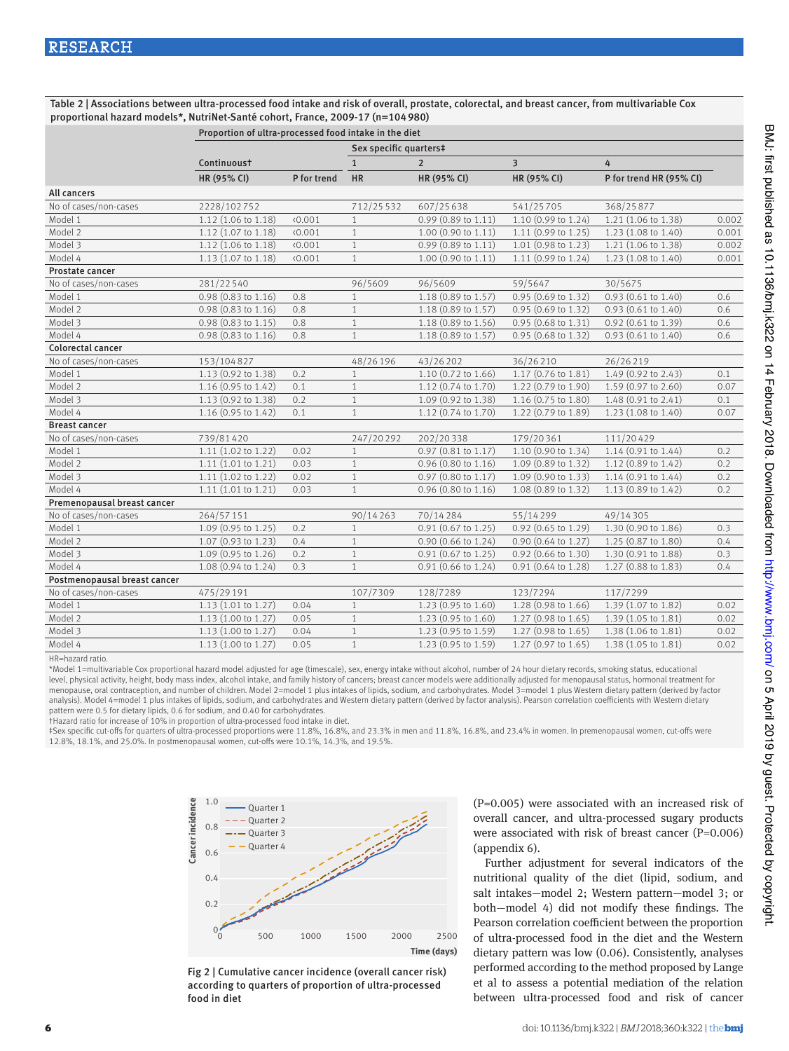Table 2 | Associations between ultra-processed food intake and risk of overall, prostate, colorectal, and breast cancer, from multivariable Cox proportional hazard models*, NutriNet-Santé cohort, France, 2009-17 (n=104 980)

| | Proportion of ultra-processed food intake in the diet | | | | | | |
|---|---|---|---|---|---|---|---|
| | | | Sex specific quarters‡ | | | | |
| | Continuous† | | 1 | 2 | 3 | 4 | |
| | HR (95% CI) | P for trend | HR | HR (95% CI) | HR (95% CI) | HR (95% CI) | P for trend |
| **All cancers** | | | | | | | |
| No of cases/non-cases | 2228/102 752 | | 712/25 532 | 607/25 638 | 541/25 705 | 368/25 877 | |
| Model 1 | 1.12 (1.06 to 1.18) | <0.001 | 1 | 0.99 (0.89 to 1.11) | 1.10 (0.99 to 1.24) | 1.21 (1.06 to 1.38) | 0.002 |
| Model 2 | 1.12 (1.07 to 1.18) | <0.001 | 1 | 1.00 (0.90 to 1.11) | 1.11 (0.99 to 1.25) | 1.23 (1.08 to 1.40) | 0.001 |
| Model 3 | 1.12 (1.06 to 1.18) | <0.001 | 1 | 0.99 (0.89 to 1.11) | 1.01 (0.98 to 1.23) | 1.21 (1.06 to 1.38) | 0.002 |
| Model 4 | 1.13 (1.07 to 1.18) | <0.001 | 1 | 1.00 (0.90 to 1.11) | 1.11 (0.99 to 1.24) | 1.23 (1.08 to 1.40) | 0.001 |
| **Prostate cancer** | | | | | | | |
| No of cases/non-cases | 281/22 540 | | 96/5609 | 96/5609 | 59/5647 | 30/5675 | |
| Model 1 | 0.98 (0.83 to 1.16) | 0.8 | 1 | 1.18 (0.89 to 1.57) | 0.95 (0.69 to 1.32) | 0.93 (0.61 to 1.40) | 0.6 |
| Model 2 | 0.98 (0.83 to 1.16) | 0.8 | 1 | 1.18 (0.89 to 1.57) | 0.95 (0.69 to 1.32) | 0.93 (0.61 to 1.40) | 0.6 |
| Model 3 | 0.98 (0.83 to 1.15) | 0.8 | 1 | 1.18 (0.89 to 1.56) | 0.95 (0.68 to 1.31) | 0.92 (0.61 to 1.39) | 0.6 |
| Model 4 | 0.98 (0.83 to 1.16) | 0.8 | 1 | 1.18 (0.89 to 1.57) | 0.95 (0.68 to 1.32) | 0.93 (0.61 to 1.40) | 0.6 |
| **Colorectal cancer** | | | | | | | |
| No of cases/non-cases | 153/104 827 | | 48/26 196 | 43/26 202 | 36/26 210 | 26/26 219 | |
| Model 1 | 1.13 (0.92 to 1.38) | 0.2 | 1 | 1.10 (0.72 to 1.66) | 1.17 (0.76 to 1.81) | 1.49 (0.92 to 2.43) | 0.1 |
| Model 2 | 1.16 (0.95 to 1.42) | 0.1 | 1 | 1.12 (0.74 to 1.70) | 1.22 (0.79 to 1.90) | 1.59 (0.97 to 2.60) | 0.07 |
| Model 3 | 1.13 (0.92 to 1.38) | 0.2 | 1 | 1.09 (0.92 to 1.38) | 1.16 (0.75 to 1.80) | 1.48 (0.91 to 2.41) | 0.1 |
| Model 4 | 1.16 (0.95 to 1.42) | 0.1 | 1 | 1.12 (0.74 to 1.70) | 1.22 (0.79 to 1.89) | 1.23 (1.08 to 1.40) | 0.07 |
| **Breast cancer** | | | | | | | |
| No of cases/non-cases | 739/81 420 | | 247/20 292 | 202/20 338 | 179/20 361 | 111/20 429 | |
| Model 1 | 1.11 (1.02 to 1.22) | 0.02 | 1 | 0.97 (0.81 to 1.17) | 1.10 (0.90 to 1.34) | 1.14 (0.91 to 1.44) | 0.2 |
| Model 2 | 1.11 (1.01 to 1.21) | 0.03 | 1 | 0.96 (0.80 to 1.16) | 1.09 (0.89 to 1.32) | 1.12 (0.89 to 1.42) | 0.2 |
| Model 3 | 1.11 (1.02 to 1.22) | 0.02 | 1 | 0.97 (0.80 to 1.17) | 1.09 (0.90 to 1.33) | 1.14 (0.91 to 1.44) | 0.2 |
| Model 4 | 1.11 (1.01 to 1.21) | 0.03 | 1 | 0.96 (0.80 to 1.16) | 1.08 (0.89 to 1.32) | 1.13 (0.89 to 1.42) | 0.2 |
| **Premenopausal breast cancer** | | | | | | | |
| No of cases/non-cases | 264/57 151 | | 90/14 263 | 70/14 284 | 55/14 299 | 49/14 305 | |
| Model 1 | 1.09 (0.95 to 1.25) | 0.2 | 1 | 0.91 (0.67 to 1.25) | 0.92 (0.65 to 1.29) | 1.30 (0.90 to 1.86) | 0.3 |
| Model 2 | 1.07 (0.93 to 1.23) | 0.4 | 1 | 0.90 (0.66 to 1.24) | 0.90 (0.64 to 1.27) | 1.25 (0.87 to 1.80) | 0.4 |
| Model 3 | 1.09 (0.95 to 1.26) | 0.2 | 1 | 0.91 (0.67 to 1.25) | 0.92 (0.66 to 1.30) | 1.30 (0.91 to 1.88) | 0.3 |
| Model 4 | 1.08 (0.94 to 1.24) | 0.3 | 1 | 0.91 (0.66 to 1.24) | 0.91 (0.64 to 1.28) | 1.27 (0.88 to 1.83) | 0.4 |
| **Postmenopausal breast cancer** | | | | | | | |
| No of cases/non-cases | 475/29 191 | | 107/7309 | 128/7289 | 123/7294 | 117/7299 | |
| Model 1 | 1.13 (1.01 to 1.27) | 0.04 | 1 | 1.23 (0.95 to 1.60) | 1.28 (0.98 to 1.66) | 1.39 (1.07 to 1.82) | 0.02 |
| Model 2 | 1.13 (1.00 to 1.27) | 0.05 | 1 | 1.23 (0.95 to 1.60) | 1.27 (0.98 to 1.65) | 1.39 (1.05 to 1.81) | 0.02 |
| Model 3 | 1.13 (1.00 to 1.27) | 0.04 | 1 | 1.23 (0.95 to 1.59) | 1.27 (0.98 to 1.65) | 1.38 (1.06 to 1.81) | 0.02 |
| Model 4 | 1.13 (1.00 to 1.27) | 0.05 | 1 | 1.23 (0.95 to 1.59) | 1.27 (0.97 to 1.65) | 1.38 (1.05 to 1.81) | 0.02 |

HR=hazard ratio.

*Model 1=multivariable Cox proportional hazard model adjusted for age (timescale), sex, energy intake without alcohol, number of 24 hour dietary records, smoking status, educational level, physical activity, height, body mass index, alcohol intake, and family history of cancers; breast cancer models were additionally adjusted for menopausal status, hormonal treatment for menopause, oral contraception, and number of children. Model 2=model 1 plus intakes of lipids, sodium, and carbohydrates. Model 3=model 1 plus Western dietary pattern (derived by factor analysis). Model 4=model 1 plus intakes of lipids, sodium, and carbohydrates and Western dietary pattern (derived by factor analysis). Pearson correlation coefficients with Western dietary pattern were 0.5 for dietary lipids, 0.6 for sodium, and 0.40 for carbohydrates.

†Hazard ratio for increase of 10% in proportion of ultra-processed food intake in diet.

‡Sex specific cut-offs for quarters of ultra-processed proportions were 11.8%, 16.8%, and 23.3% in men and 11.8%, 16.8%, and 23.4% in women. In premenopausal women, cut-offs were 12.8%, 18.1%, and 25.0%. In postmenopausal women, cut-offs were 10.1%, 14.3%, and 19.5%.

Fig 2 | Cumulative cancer incidence (overall cancer risk) according to quarters of proportion of ultra-processed food in diet

(P=0.005) were associated with an increased risk of overall cancer, and ultra-processed sugary products were associated with risk of breast cancer (P=0.006) (appendix 6).

Further adjustment for several indicators of the nutritional quality of the diet (lipid, sodium, and salt intakes—model 2; Western pattern—model 3; or both—model 4) did not modify these findings. The Pearson correlation coefficient between the proportion of ultra-processed food in the diet and the Western dietary pattern was low (0.06). Consistently, analyses performed according to the method proposed by Lange et al to assess a potential mediation of the relation between ultra-processed food and risk of cancer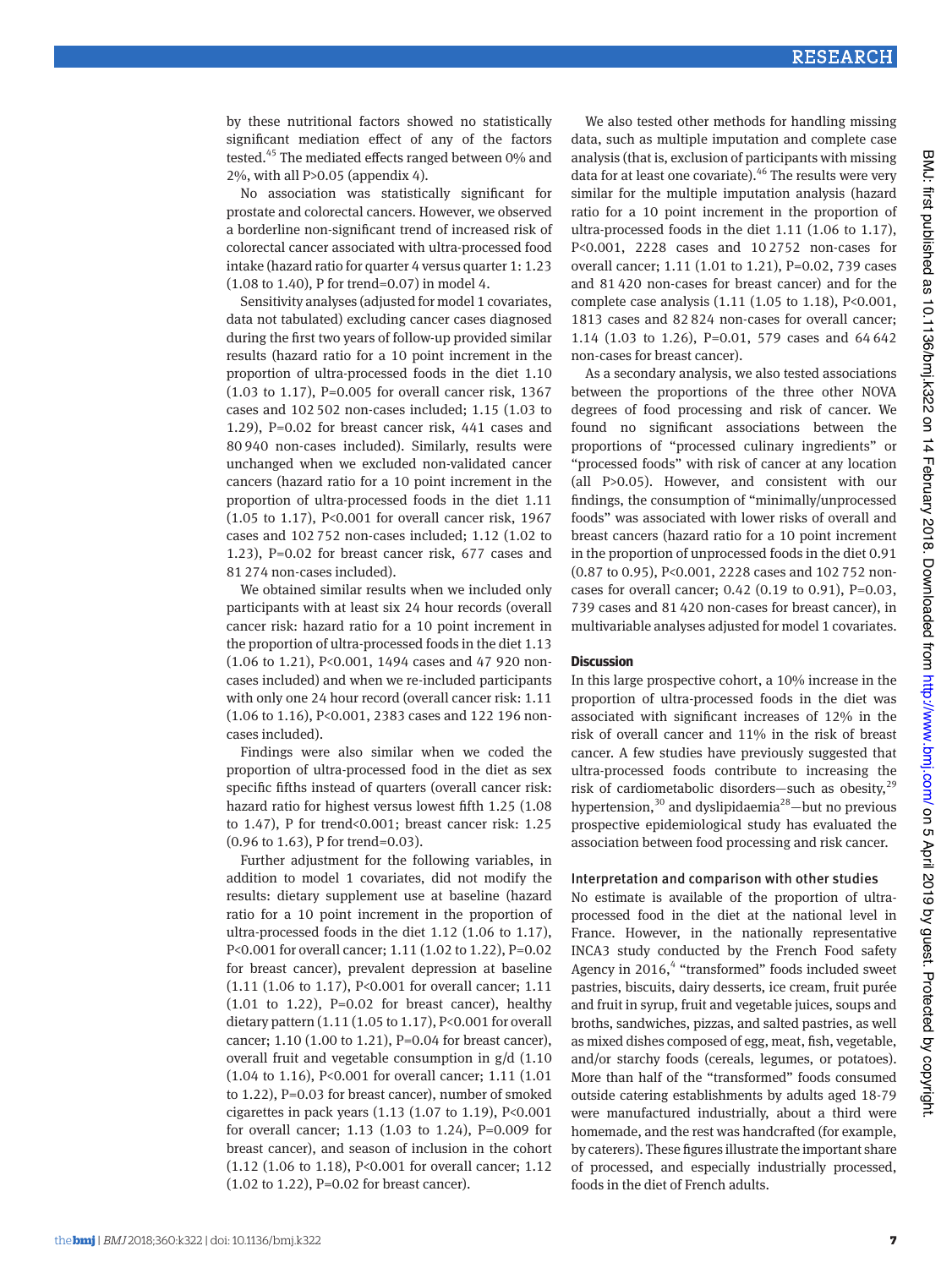by these nutritional factors showed no statistically significant mediation effect of any of the factors tested.[45] The mediated effects ranged between 0% and 2%, with all P>0.05 (appendix 4).

No association was statistically significant for prostate and colorectal cancers. However, we observed a borderline non-significant trend of increased risk of colorectal cancer associated with ultra-processed food intake (hazard ratio for quarter 4 versus quarter 1: 1.23 (1.08 to 1.40), P for trend=0.07) in model 4.

Sensitivity analyses (adjusted for model 1 covariates, data not tabulated) excluding cancer cases diagnosed during the first two years of follow-up provided similar results (hazard ratio for a 10 point increment in the proportion of ultra-processed foods in the diet 1.10 (1.03 to 1.17), P=0.005 for overall cancer risk, 1367 cases and 102 502 non-cases included; 1.15 (1.03 to 1.29), P=0.02 for breast cancer risk, 441 cases and 80 940 non-cases included). Similarly, results were unchanged when we excluded non-validated cancer cancers (hazard ratio for a 10 point increment in the proportion of ultra-processed foods in the diet 1.11 (1.05 to 1.17), P<0.001 for overall cancer risk, 1967 cases and 102 752 non-cases included; 1.12 (1.02 to 1.23), P=0.02 for breast cancer risk, 677 cases and 81 274 non-cases included).

We obtained similar results when we included only participants with at least six 24 hour records (overall cancer risk: hazard ratio for a 10 point increment in the proportion of ultra-processed foods in the diet 1.13 (1.06 to 1.21), P<0.001, 1494 cases and 47 920 non-cases included) and when we re-included participants with only one 24 hour record (overall cancer risk: 1.11 (1.06 to 1.16), P<0.001, 2383 cases and 122 196 non-cases included).

Findings were also similar when we coded the proportion of ultra-processed food in the diet as sex specific fifths instead of quarters (overall cancer risk: hazard ratio for highest versus lowest fifth 1.25 (1.08 to 1.47), P for trend<0.001; breast cancer risk: 1.25 (0.96 to 1.63), P for trend=0.03).

Further adjustment for the following variables, in addition to model 1 covariates, did not modify the results: dietary supplement use at baseline (hazard ratio for a 10 point increment in the proportion of ultra-processed foods in the diet 1.12 (1.06 to 1.17), P<0.001 for overall cancer; 1.11 (1.02 to 1.22), P=0.02 for breast cancer), prevalent depression at baseline (1.11 (1.06 to 1.17), P<0.001 for overall cancer; 1.11 (1.01 to 1.22), P=0.02 for breast cancer), healthy dietary pattern (1.11 (1.05 to 1.17), P<0.001 for overall cancer; 1.10 (1.00 to 1.21), P=0.04 for breast cancer), overall fruit and vegetable consumption in g/d (1.10 (1.04 to 1.16), P<0.001 for overall cancer; 1.11 (1.01 to 1.22), P=0.03 for breast cancer), number of smoked cigarettes in pack years (1.13 (1.07 to 1.19), P<0.001 for overall cancer; 1.13 (1.03 to 1.24), P=0.009 for breast cancer), and season of inclusion in the cohort (1.12 (1.06 to 1.18), P<0.001 for overall cancer; 1.12 (1.02 to 1.22), P=0.02 for breast cancer).

We also tested other methods for handling missing data, such as multiple imputation and complete case analysis (that is, exclusion of participants with missing data for at least one covariate).[46] The results were very similar for the multiple imputation analysis (hazard ratio for a 10 point increment in the proportion of ultra-processed foods in the diet 1.11 (1.06 to 1.17), P<0.001, 2228 cases and 10 2752 non-cases for overall cancer; 1.11 (1.01 to 1.21), P=0.02, 739 cases and 81 420 non-cases for breast cancer) and for the complete case analysis (1.11 (1.05 to 1.18), P<0.001, 1813 cases and 82 824 non-cases for overall cancer; 1.14 (1.03 to 1.26), P=0.01, 579 cases and 64 642 non-cases for breast cancer).

As a secondary analysis, we also tested associations between the proportions of the three other NOVA degrees of food processing and risk of cancer. We found no significant associations between the proportions of "processed culinary ingredients" or "processed foods" with risk of cancer at any location (all P>0.05). However, and consistent with our findings, the consumption of "minimally/unprocessed foods" was associated with lower risks of overall and breast cancers (hazard ratio for a 10 point increment in the proportion of unprocessed foods in the diet 0.91 (0.87 to 0.95), P<0.001, 2228 cases and 102 752 non-cases for overall cancer; 0.42 (0.19 to 0.91), P=0.03, 739 cases and 81 420 non-cases for breast cancer), in multivariable analyses adjusted for model 1 covariates.

## Discussion

In this large prospective cohort, a 10% increase in the proportion of ultra-processed foods in the diet was associated with significant increases of 12% in the risk of overall cancer and 11% in the risk of breast cancer. A few studies have previously suggested that ultra-processed foods contribute to increasing the risk of cardiometabolic disorders—such as obesity,[29] hypertension,[30] and dyslipidaemia[28]—but no previous prospective epidemiological study has evaluated the association between food processing and risk cancer.

### Interpretation and comparison with other studies

No estimate is available of the proportion of ultra-processed food in the diet at the national level in France. However, in the nationally representative INCA3 study conducted by the French Food safety Agency in 2016,[4] "transformed" foods included sweet pastries, biscuits, dairy desserts, ice cream, fruit purée and fruit in syrup, fruit and vegetable juices, soups and broths, sandwiches, pizzas, and salted pastries, as well as mixed dishes composed of egg, meat, fish, vegetable, and/or starchy foods (cereals, legumes, or potatoes). More than half of the "transformed" foods consumed outside catering establishments by adults aged 18-79 were manufactured industrially, about a third were homemade, and the rest was handcrafted (for example, by caterers). These figures illustrate the important share of processed, and especially industrially processed, foods in the diet of French adults.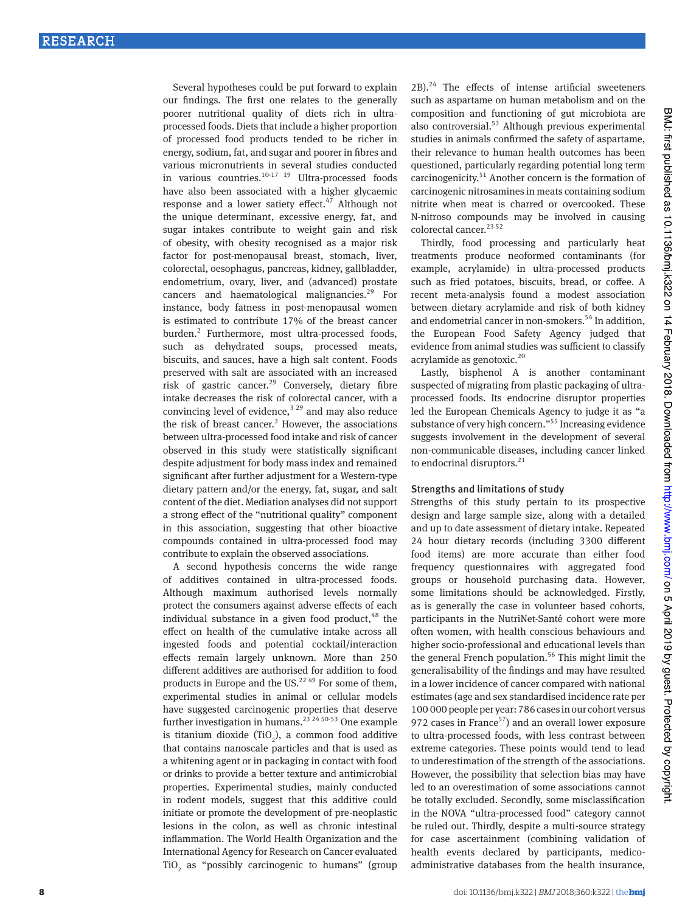Several hypotheses could be put forward to explain our findings. The first one relates to the generally poorer nutritional quality of diets rich in ultra-processed foods. Diets that include a higher proportion of processed food products tended to be richer in energy, sodium, fat, and sugar and poorer in fibres and various micronutrients in several studies conducted in various countries.[10-17 19] Ultra-processed foods have also been associated with a higher glycaemic response and a lower satiety effect.[47] Although not the unique determinant, excessive energy, fat, and sugar intakes contribute to weight gain and risk of obesity, with obesity recognised as a major risk factor for post-menopausal breast, stomach, liver, colorectal, oesophagus, pancreas, kidney, gallbladder, endometrium, ovary, liver, and (advanced) prostate cancers and haematological malignancies.[29] For instance, body fatness in post-menopausal women is estimated to contribute 17% of the breast cancer burden.[2] Furthermore, most ultra-processed foods, such as dehydrated soups, processed meats, biscuits, and sauces, have a high salt content. Foods preserved with salt are associated with an increased risk of gastric cancer.[29] Conversely, dietary fibre intake decreases the risk of colorectal cancer, with a convincing level of evidence,[3 29] and may also reduce the risk of breast cancer.[3] However, the associations between ultra-processed food intake and risk of cancer observed in this study were statistically significant despite adjustment for body mass index and remained significant after further adjustment for a Western-type dietary pattern and/or the energy, fat, sugar, and salt content of the diet. Mediation analyses did not support a strong effect of the "nutritional quality" component in this association, suggesting that other bioactive compounds contained in ultra-processed food may contribute to explain the observed associations.

A second hypothesis concerns the wide range of additives contained in ultra-processed foods. Although maximum authorised levels normally protect the consumers against adverse effects of each individual substance in a given food product,[48] the effect on health of the cumulative intake across all ingested foods and potential cocktail/interaction effects remain largely unknown. More than 250 different additives are authorised for addition to food products in Europe and the US.[22 49] For some of them, experimental studies in animal or cellular models have suggested carcinogenic properties that deserve further investigation in humans.[23 24 50-53] One example is titanium dioxide ($TiO_2$), a common food additive that contains nanoscale particles and that is used as a whitening agent or in packaging in contact with food or drinks to provide a better texture and antimicrobial properties. Experimental studies, mainly conducted in rodent models, suggest that this additive could initiate or promote the development of pre-neoplastic lesions in the colon, as well as chronic intestinal inflammation. The World Health Organization and the International Agency for Research on Cancer evaluated $TiO_2$ as "possibly carcinogenic to humans" (group 2B).[24] The effects of intense artificial sweeteners such as aspartame on human metabolism and on the composition and functioning of gut microbiota are also controversial.[53] Although previous experimental studies in animals confirmed the safety of aspartame, their relevance to human health outcomes has been questioned, particularly regarding potential long term carcinogenicity.[51] Another concern is the formation of carcinogenic nitrosamines in meats containing sodium nitrite when meat is charred or overcooked. These N-nitroso compounds may be involved in causing colorectal cancer.[23 52]

Thirdly, food processing and particularly heat treatments produce neoformed contaminants (for example, acrylamide) in ultra-processed products such as fried potatoes, biscuits, bread, or coffee. A recent meta-analysis found a modest association between dietary acrylamide and risk of both kidney and endometrial cancer in non-smokers.[54] In addition, the European Food Safety Agency judged that evidence from animal studies was sufficient to classify acrylamide as genotoxic.[20]

Lastly, bisphenol A is another contaminant suspected of migrating from plastic packaging of ultra-processed foods. Its endocrine disruptor properties led the European Chemicals Agency to judge it as "a substance of very high concern."[55] Increasing evidence suggests involvement in the development of several non-communicable diseases, including cancer linked to endocrinal disruptors.[21]

### Strengths and limitations of study

Strengths of this study pertain to its prospective design and large sample size, along with a detailed and up to date assessment of dietary intake. Repeated 24 hour dietary records (including 3300 different food items) are more accurate than either food frequency questionnaires with aggregated food groups or household purchasing data. However, some limitations should be acknowledged. Firstly, as is generally the case in volunteer based cohorts, participants in the NutriNet-Santé cohort were more often women, with health conscious behaviours and higher socio-professional and educational levels than the general French population.[56] This might limit the generalisability of the findings and may have resulted in a lower incidence of cancer compared with national estimates (age and sex standardised incidence rate per 100 000 people per year: 786 cases in our cohort versus 972 cases in France[57]) and an overall lower exposure to ultra-processed foods, with less contrast between extreme categories. These points would tend to lead to underestimation of the strength of the associations. However, the possibility that selection bias may have led to an overestimation of some associations cannot be totally excluded. Secondly, some misclassification in the NOVA "ultra-processed food" category cannot be ruled out. Thirdly, despite a multi-source strategy for case ascertainment (combining validation of health events declared by participants, medico-administrative databases from the health insurance,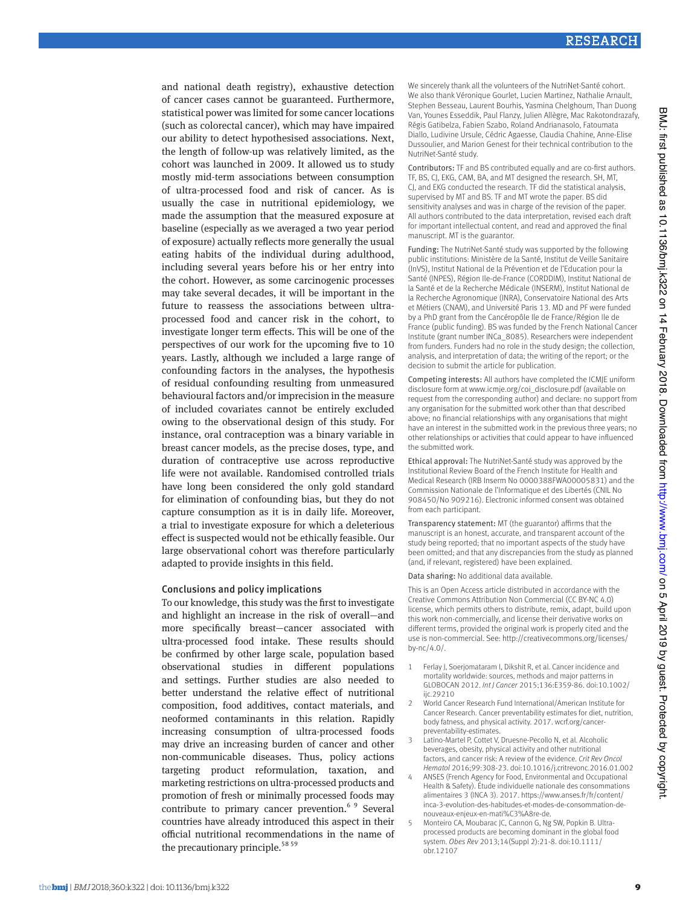and national death registry), exhaustive detection of cancer cases cannot be guaranteed. Furthermore, statistical power was limited for some cancer locations (such as colorectal cancer), which may have impaired our ability to detect hypothesised associations. Next, the length of follow-up was relatively limited, as the cohort was launched in 2009. It allowed us to study mostly mid-term associations between consumption of ultra-processed food and risk of cancer. As is usually the case in nutritional epidemiology, we made the assumption that the measured exposure at baseline (especially as we averaged a two year period of exposure) actually reflects more generally the usual eating habits of the individual during adulthood, including several years before his or her entry into the cohort. However, as some carcinogenic processes may take several decades, it will be important in the future to reassess the associations between ultra-processed food and cancer risk in the cohort, to investigate longer term effects. This will be one of the perspectives of our work for the upcoming five to 10 years. Lastly, although we included a large range of confounding factors in the analyses, the hypothesis of residual confounding resulting from unmeasured behavioural factors and/or imprecision in the measure of included covariates cannot be entirely excluded owing to the observational design of this study. For instance, oral contraception was a binary variable in breast cancer models, as the precise doses, type, and duration of contraceptive use across reproductive life were not available. Randomised controlled trials have long been considered the only gold standard for elimination of confounding bias, but they do not capture consumption as it is in daily life. Moreover, a trial to investigate exposure for which a deleterious effect is suspected would not be ethically feasible. Our large observational cohort was therefore particularly adapted to provide insights in this field.

## Conclusions and policy implications

To our knowledge, this study was the first to investigate and highlight an increase in the risk of overall—and more specifically breast—cancer associated with ultra-processed food intake. These results should be confirmed by other large scale, population based observational studies in different populations and settings. Further studies are also needed to better understand the relative effect of nutritional composition, food additives, contact materials, and neoformed contaminants in this relation. Rapidly increasing consumption of ultra-processed foods may drive an increasing burden of cancer and other non-communicable diseases. Thus, policy actions targeting product reformulation, taxation, and marketing restrictions on ultra-processed products and promotion of fresh or minimally processed foods may contribute to primary cancer prevention.[6 9] Several countries have already introduced this aspect in their official nutritional recommendations in the name of the precautionary principle.[58 59]

We sincerely thank all the volunteers of the NutriNet-Santé cohort. We also thank Véronique Gourlet, Lucien Martinez, Nathalie Arnault, Stephen Besseau, Laurent Bourhis, Yasmina Chelghoum, Than Duong Van, Younes Esseddik, Paul Flanzy, Julien Allègre, Mac Rakotondrazafy, Régis Gatibelza, Fabien Szabo, Roland Andrianasolo, Fatoumata Diallo, Ludivine Ursule, Cédric Agaesse, Claudia Chahine, Anne-Elise Dussoulier, and Marion Genest for their technical contribution to the NutriNet-Santé study.

Contributors: TF and BS contributed equally and are co-first authors. TF, BS, CJ, EKG, CAM, BA, and MT designed the research. SH, MT, CJ, and EKG conducted the research. TF did the statistical analysis, supervised by MT and BS. TF and MT wrote the paper. BS did sensitivity analyses and was in charge of the revision of the paper. All authors contributed to the data interpretation, revised each draft for important intellectual content, and read and approved the final manuscript. MT is the guarantor.

Funding: The NutriNet-Santé study was supported by the following public institutions: Ministère de la Santé, Institut de Veille Sanitaire (InVS), Institut National de la Prévention et de l'Education pour la Santé (INPES), Région Ile-de-France (CORDDIM), Institut National de la Santé et de la Recherche Médicale (INSERM), Institut National de la Recherche Agronomique (INRA), Conservatoire National des Arts et Métiers (CNAM), and Université Paris 13. MD and PF were funded by a PhD grant from the Cancéropôle Ile de France/Région Ile de France (public funding). BS was funded by the French National Cancer Institute (grant number INCa_8085). Researchers were independent from funders. Funders had no role in the study design; the collection, analysis, and interpretation of data; the writing of the report; or the decision to submit the article for publication.

Competing interests: All authors have completed the ICMJE uniform disclosure form at www.icmje.org/coi_disclosure.pdf (available on request from the corresponding author) and declare: no support from any organisation for the submitted work other than that described above; no financial relationships with any organisations that might have an interest in the submitted work in the previous three years; no other relationships or activities that could appear to have influenced the submitted work.

Ethical approval: The NutriNet-Santé study was approved by the Institutional Review Board of the French Institute for Health and Medical Research (IRB Inserm No 0000388FWA00005831) and the Commission Nationale de l'Informatique et des Libertés (CNIL No 908450/No 909216). Electronic informed consent was obtained from each participant.

Transparency statement: MT (the guarantor) affirms that the manuscript is an honest, accurate, and transparent account of the study being reported; that no important aspects of the study have been omitted; and that any discrepancies from the study as planned (and, if relevant, registered) have been explained.

Data sharing: No additional data available.

This is an Open Access article distributed in accordance with the Creative Commons Attribution Non Commercial (CC BY-NC 4.0) license, which permits others to distribute, remix, adapt, build upon this work non-commercially, and license their derivative works on different terms, provided the original work is properly cited and the use is non-commercial. See: http://creativecommons.org/licenses/by-nc/4.0/.

1. Ferlay J, Soerjomataram I, Dikshit R, et al. Cancer incidence and mortality worldwide: sources, methods and major patterns in GLOBOCAN 2012. *Int J Cancer* 2015;136:E359-86. doi:10.1002/ijc.29210
2. World Cancer Research Fund International/American Institute for Cancer Research. Cancer preventability estimates for diet, nutrition, body fatness, and physical activity. 2017. wcrf.org/cancer-preventability-estimates.
3. Latino-Martel P, Cottet V, Druesne-Pecollo N, et al. Alcoholic beverages, obesity, physical activity and other nutritional factors, and cancer risk: A review of the evidence. *Crit Rev Oncol Hematol* 2016;99:308-23. doi:10.1016/j.critrevonc.2016.01.002
4. ANSES (French Agency for Food, Environmental and Occupational Health & Safety). Étude individuelle nationale des consommations alimentaires 3 (INCA 3). 2017. https://www.anses.fr/fr/content/inca-3-evolution-des-habitudes-et-modes-de-consommation-de-nouveaux-enjeux-en-mati%C3%A8re-de.
5. Monteiro CA, Moubarac JC, Cannon G, Ng SW, Popkin B. Ultra-processed products are becoming dominant in the global food system. *Obes Rev* 2013;14(Suppl 2):21-8. doi:10.1111/obr.12107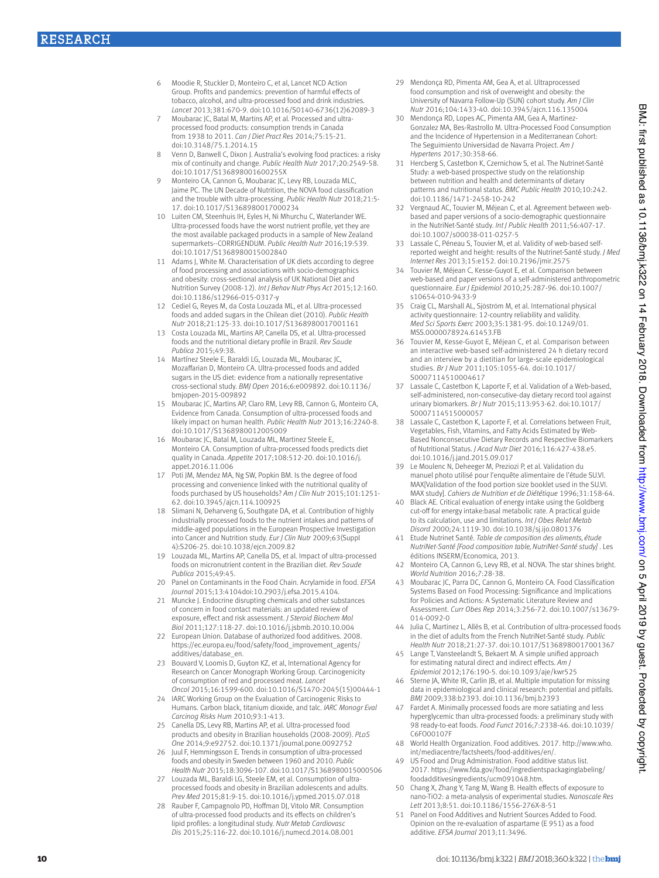6 Moodie R, Stuckler D, Monteiro C, et al, Lancet NCD Action Group. Profits and pandemics: prevention of harmful effects of tobacco, alcohol, and ultra-processed food and drink industries. *Lancet* 2013;381:670-9. doi:10.1016/S0140-6736(12)62089-3

7 Moubarac JC, Batal M, Martins AP, et al. Processed and ultra-processed food products: consumption trends in Canada from 1938 to 2011. *Can J Diet Pract Res* 2014;75:15-21. doi:10.3148/75.1.2014.15

8 Venn D, Banwell C, Dixon J. Australia's evolving food practices: a risky mix of continuity and change. *Public Health Nutr* 2017;20:2549-58. doi:10.1017/S136898001600255X

9 Monteiro CA, Cannon G, Moubarac JC, Levy RB, Louzada MLC, Jaime PC. The UN Decade of Nutrition, the NOVA food classification and the trouble with ultra-processing. *Public Health Nutr* 2018;21:5-17. doi:10.1017/S1368980017000234

10 Luiten CM, Steenhuis IH, Eyles H, Ni Mhurchu C, Waterlander WE. Ultra-processed foods have the worst nutrient profile, yet they are the most available packaged products in a sample of New Zealand supermarkets--CORRIGENDUM. *Public Health Nutr* 2016;19:539. doi:10.1017/S1368980015002840

11 Adams J, White M. Characterisation of UK diets according to degree of food processing and associations with socio-demographics and obesity: cross-sectional analysis of UK National Diet and Nutrition Survey (2008-12). *Int J Behav Nutr Phys Act* 2015;12:160. doi:10.1186/s12966-015-0317-y

12 Cediel G, Reyes M, da Costa Louzada ML, et al. Ultra-processed foods and added sugars in the Chilean diet (2010). *Public Health Nutr* 2018;21:125-33. doi:10.1017/S1368980017001161

13 Costa Louzada ML, Martins AP, Canella DS, et al. Ultra-processed foods and the nutritional dietary profile in Brazil. *Rev Saude Publica* 2015;49:38.

14 Martínez Steele E, Baraldi LG, Louzada ML, Moubarac JC, Mozaffarian D, Monteiro CA. Ultra-processed foods and added sugars in the US diet: evidence from a nationally representative cross-sectional study. *BMJ Open* 2016;6:e009892. doi:10.1136/bmjopen-2015-009892

15 Moubarac JC, Martins AP, Claro RM, Levy RB, Cannon G, Monteiro CA. Consumption of ultra-processed foods and likely impact on human health. Evidence from Canada. *Public Health Nutr* 2013;16:2240-8. doi:10.1017/S1368980012005009

16 Moubarac JC, Batal M, Louzada ML, Martinez Steele E, Monteiro CA. Consumption of ultra-processed foods predicts diet quality in Canada. *Appetite* 2017;108:512-20. doi:10.1016/j.appet.2016.11.006

17 Poti JM, Mendez MA, Ng SW, Popkin BM. Is the degree of food processing and convenience linked with the nutritional quality of foods purchased by US households? *Am J Clin Nutr* 2015;101:1251-62. doi:10.3945/ajcn.114.100925

18 Slimani N, Deharveng G, Southgate DA, et al. Contribution of highly industrially processed foods to the nutrient intakes and patterns of middle-aged populations in the European Prospective Investigation into Cancer and Nutrition study. *Eur J Clin Nutr* 2009;63(Suppl 4):S206-25. doi:10.1038/ejcn.2009.82

19 Louzada ML, Martins AP, Canella DS, et al. Impact of ultra-processed foods on micronutrient content in the Brazilian diet. *Rev Saude Publica* 2015;49:45.

20 Panel on Contaminants in the Food Chain. Acrylamide in food. *EFSA Journal* 2015;13:4104doi:10.2903/j.efsa.2015.4104.

21 Muncke J. Endocrine disrupting chemicals and other substances of concern in food contact materials: an updated review of exposure, effect and risk assessment. *J Steroid Biochem Mol Biol* 2011;127:118-27. doi:10.1016/j.jsbmb.2010.10.004

22 European Union. Database of authorized food additives. 2008. https://ec.europa.eu/food/safety/food_improvement_agents/additives/database_en.

23 Bouvard V, Loomis D, Guyton KZ, et al, International Agency for Research on Cancer Monograph Working Group. Carcinogenicity of consumption of red and processed meat. *Lancet Oncol* 2015;16:1599-600. doi:10.1016/S1470-2045(15)00444-1

24 IARC Working Group on the Evaluation of Carcinogenic Risks to Humans. Carbon black, titanium dioxide, and talc. *IARC Monogr Eval Carcinog Risks Hum* 2010;93:1-413.

25 Canella DS, Levy RB, Martins AP, et al. Ultra-processed food products and obesity in Brazilian households (2008-2009). *PLoS One* 2014;9:e92752. doi:10.1371/journal.pone.0092752

26 Juul F, Hemmingsson E. Trends in consumption of ultra-processed foods and obesity in Sweden between 1960 and 2010. *Public Health Nutr* 2015;18:3096-107. doi:10.1017/S1368980015000506

27 Louzada ML, Baraldi LG, Steele EM, et al. Consumption of ultra-processed foods and obesity in Brazilian adolescents and adults. *Prev Med* 2015;81:9-15. doi:10.1016/j.ypmed.2015.07.018

28 Rauber F, Campagnolo PD, Hoffman DJ, Vitolo MR. Consumption of ultra-processed food products and its effects on children's lipid profiles: a longitudinal study. *Nutr Metab Cardiovasc Dis* 2015;25:116-22. doi:10.1016/j.numecd.2014.08.001

29 Mendonça RD, Pimenta AM, Gea A, et al. Ultraprocessed food consumption and risk of overweight and obesity: the University of Navarra Follow-Up (SUN) cohort study. *Am J Clin Nutr* 2016;104:1433-40. doi:10.3945/ajcn.116.135004

30 Mendonça RD, Lopes AC, Pimenta AM, Gea A, Martinez-Gonzalez MA, Bes-Rastrollo M. Ultra-Processed Food Consumption and the Incidence of Hypertension in a Mediterranean Cohort: The Seguimiento Universidad de Navarra Project. *Am J Hypertens* 2017;30:358-66.

31 Hercberg S, Castetbon K, Czernichow S, et al. The Nutrinet-Santé Study: a web-based prospective study on the relationship between nutrition and health and determinants of dietary patterns and nutritional status. *BMC Public Health* 2010;10:242. doi:10.1186/1471-2458-10-242

32 Vergnaud AC, Touvier M, Méjean C, et al. Agreement between web-based and paper versions of a socio-demographic questionnaire in the NutriNet-Santé study. *Int J Public Health* 2011;56:407-17. doi:10.1007/s00038-011-0257-5

33 Lassale C, Péneau S, Touvier M, et al. Validity of web-based self-reported weight and height: results of the Nutrinet-Santé study. *J Med Internet Res* 2013;15:e152. doi:10.2196/jmir.2575

34 Touvier M, Méjean C, Kesse-Guyot E, et al. Comparison between web-based and paper versions of a self-administered anthropometric questionnaire. *Eur J Epidemiol* 2010;25:287-96. doi:10.1007/s10654-010-9433-9

35 Craig CL, Marshall AL, Sjöström M, et al. International physical activity questionnaire: 12-country reliability and validity. *Med Sci Sports Exerc* 2003;35:1381-95. doi:10.1249/01.MSS.0000078924.61453.FB

36 Touvier M, Kesse-Guyot E, Méjean C, et al. Comparison between an interactive web-based self-administered 24 h dietary record and an interview by a dietitian for large-scale epidemiological studies. *Br J Nutr* 2011;105:1055-64. doi:10.1017/S0007114510004617

37 Lassale C, Castetbon K, Laporte F, et al. Validation of a Web-based, self-administered, non-consecutive-day dietary record tool against urinary biomarkers. *Br J Nutr* 2015;113:953-62. doi:10.1017/S0007114515000057

38 Lassale C, Castetbon K, Laporte F, et al. Correlations between Fruit, Vegetables, Fish, Vitamins, and Fatty Acids Estimated by Web-Based Nonconsecutive Dietary Records and Respective Biomarkers of Nutritional Status. *J Acad Nutr Diet* 2016;116:427-438.e5. doi:10.1016/j.jand.2015.09.017

39 Le Moulenc N, Deheeger M, Preziozi P, et al. Validation du manuel photo utilisé pour l'enquête alimentaire de l'étude SU.VI.MAX[Validation of the food portion size booklet used in the SU.VI.MAX study]. *Cahiers de Nutrition et de Diététique* 1996;31:158-64.

40 Black AE. Critical evaluation of energy intake using the Goldberg cut-off for energy intake:basal metabolic rate. A practical guide to its calculation, use and limitations. *Int J Obes Relat Metab Disord* 2000;24:1119-30. doi:10.1038/sj.ijo.0801376

41 Etude Nutrinet Santé. *Table de composition des aliments, étude NutriNet-Santé [Food composition table, NutriNet-Santé study]*. Les éditions INSERM/Economica, 2013.

42 Monteiro CA, Cannon G, Levy RB, et al. NOVA. The star shines bright. *World Nutrition* 2016;7:28-38.

43 Moubarac JC, Parra DC, Cannon G, Monteiro CA. Food Classification Systems Based on Food Processing: Significance and Implications for Policies and Actions: A Systematic Literature Review and Assessment. *Curr Obes Rep* 2014;3:256-72. doi:10.1007/s13679-014-0092-0

44 Julia C, Martinez L, Allès B, et al. Contribution of ultra-processed foods in the diet of adults from the French NutriNet-Santé study. *Public Health Nutr* 2018;21:27-37. doi:10.1017/S1368980017001367

45 Lange T, Vansteelandt S, Bekaert M. A simple unified approach for estimating natural direct and indirect effects. *Am J Epidemiol* 2012;176:190-5. doi:10.1093/aje/kwr525

46 Sterne JA, White IR, Carlin JB, et al. Multiple imputation for missing data in epidemiological and clinical research: potential and pitfalls. *BMJ* 2009;338:b2393. doi:10.1136/bmj.b2393

47 Fardet A. Minimally processed foods are more satiating and less hyperglycemic than ultra-processed foods: a preliminary study with 98 ready-to-eat foods. *Food Funct* 2016;7:2338-46. doi:10.1039/C6FO00107F

48 World Health Organization. Food additives. 2017. http://www.who.int/mediacentre/factsheets/food-additives/en/.

49 US Food and Drug Administration. Food additive status list. 2017. https://www.fda.gov/food/ingredientspackaginglabeling/foodadditivesingredients/ucm091048.htm.

50 Chang X, Zhang Y, Tang M, Wang B. Health effects of exposure to nano-TiO2: a meta-analysis of experimental studies. *Nanoscale Res Lett* 2013;8:51. doi:10.1186/1556-276X-8-51

51 Panel on Food Additives and Nutrient Sources Added to Food. Opinion on the re-evaluation of aspartame (E 951) as a food additive. *EFSA Journal* 2013;11:3496.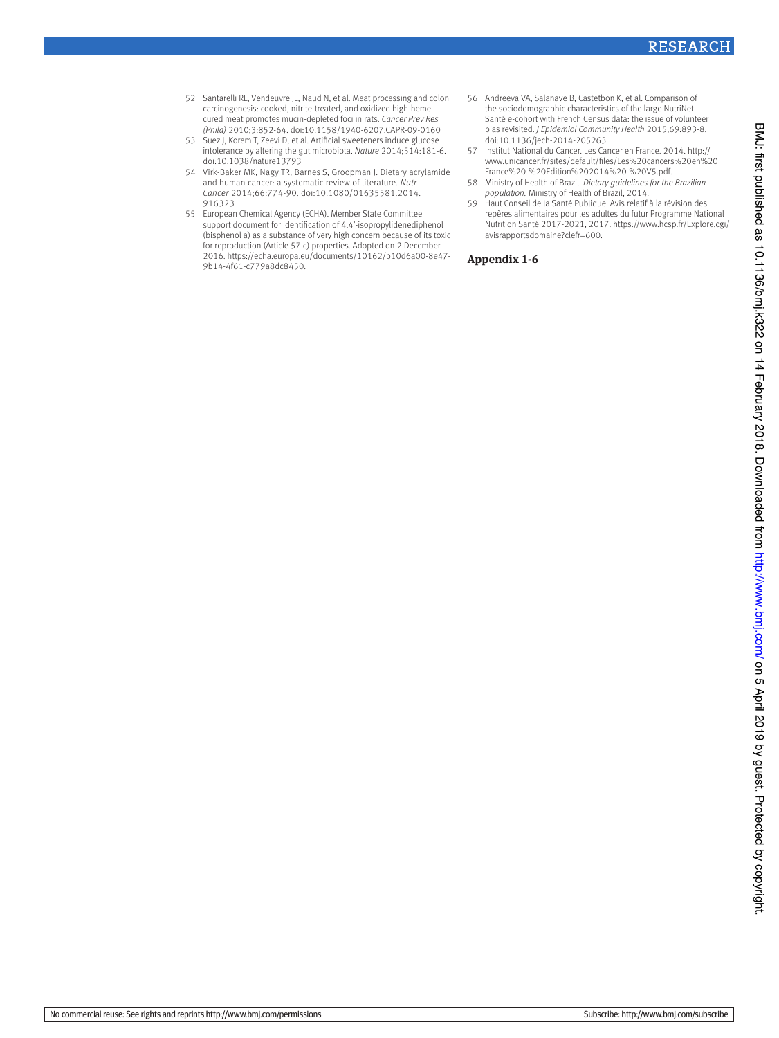52 Santarelli RL, Vendeuvre JL, Naud N, et al. Meat processing and colon carcinogenesis: cooked, nitrite-treated, and oxidized high-heme cured meat promotes mucin-depleted foci in rats. *Cancer Prev Res (Phila)* 2010;3:852-64. doi:10.1158/1940-6207.CAPR-09-0160

53 Suez J, Korem T, Zeevi D, et al. Artificial sweeteners induce glucose intolerance by altering the gut microbiota. *Nature* 2014;514:181-6. doi:10.1038/nature13793

54 Virk-Baker MK, Nagy TR, Barnes S, Groopman J. Dietary acrylamide and human cancer: a systematic review of literature. *Nutr Cancer* 2014;66:774-90. doi:10.1080/01635581.2014.916323

55 European Chemical Agency (ECHA). Member State Committee support document for identification of 4,4'-isopropylidenediphenol (bisphenol a) as a substance of very high concern because of its toxic for reproduction (Article 57 c) properties. Adopted on 2 December 2016. https://echa.europa.eu/documents/10162/b10d6a00-8e47-9b14-4f61-c779a8dc8450.

56 Andreeva VA, Salanave B, Castetbon K, et al. Comparison of the sociodemographic characteristics of the large NutriNet-Santé e-cohort with French Census data: the issue of volunteer bias revisited. *J Epidemiol Community Health* 2015;69:893-8. doi:10.1136/jech-2014-205263

57 Institut National du Cancer. Les Cancer en France. 2014. http://www.unicancer.fr/sites/default/files/Les%20cancers%20en%20France%20-%20Edition%202014%20-%20V5.pdf.

58 Ministry of Health of Brazil. *Dietary guidelines for the Brazilian population.* Ministry of Health of Brazil, 2014.

59 Haut Conseil de la Santé Publique. Avis relatif à la révision des repères alimentaires pour les adultes du futur Programme National Nutrition Santé 2017-2021, 2017. https://www.hcsp.fr/Explore.cgi/avisrapportsdomaine?clefr=600.

**Appendix 1-6**